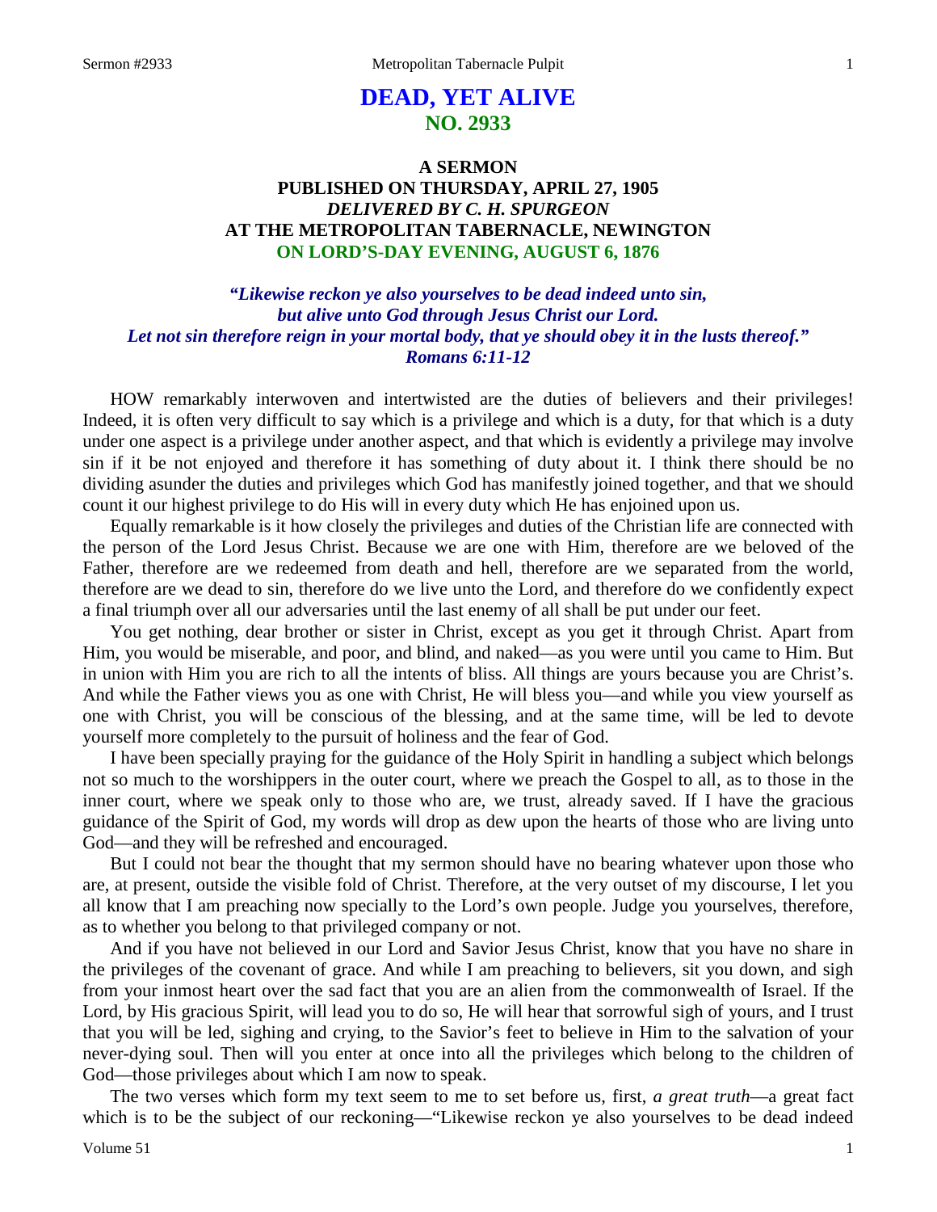# DEAD, YET ALIVE
## NO. 2933

### A SERMON
### PUBLISHED ON THURSDAY, APRIL 27, 1905
### *DELIVERED BY C. H. SPURGEON*
### AT THE METROPOLITAN TABERNACLE, NEWINGTON
### ON LORD'S-DAY EVENING, AUGUST 6, 1876

***"Likewise reckon ye also yourselves to be dead indeed unto sin, but alive unto God through Jesus Christ our Lord. Let not sin therefore reign in your mortal body, that ye should obey it in the lusts thereof." Romans 6:11-12***

HOW remarkably interwoven and intertwisted are the duties of believers and their privileges! Indeed, it is often very difficult to say which is a privilege and which is a duty, for that which is a duty under one aspect is a privilege under another aspect, and that which is evidently a privilege may involve sin if it be not enjoyed and therefore it has something of duty about it. I think there should be no dividing asunder the duties and privileges which God has manifestly joined together, and that we should count it our highest privilege to do His will in every duty which He has enjoined upon us.

Equally remarkable is it how closely the privileges and duties of the Christian life are connected with the person of the Lord Jesus Christ. Because we are one with Him, therefore are we beloved of the Father, therefore are we redeemed from death and hell, therefore are we separated from the world, therefore are we dead to sin, therefore do we live unto the Lord, and therefore do we confidently expect a final triumph over all our adversaries until the last enemy of all shall be put under our feet.

You get nothing, dear brother or sister in Christ, except as you get it through Christ. Apart from Him, you would be miserable, and poor, and blind, and naked—as you were until you came to Him. But in union with Him you are rich to all the intents of bliss. All things are yours because you are Christ's. And while the Father views you as one with Christ, He will bless you—and while you view yourself as one with Christ, you will be conscious of the blessing, and at the same time, will be led to devote yourself more completely to the pursuit of holiness and the fear of God.

I have been specially praying for the guidance of the Holy Spirit in handling a subject which belongs not so much to the worshippers in the outer court, where we preach the Gospel to all, as to those in the inner court, where we speak only to those who are, we trust, already saved. If I have the gracious guidance of the Spirit of God, my words will drop as dew upon the hearts of those who are living unto God—and they will be refreshed and encouraged.

But I could not bear the thought that my sermon should have no bearing whatever upon those who are, at present, outside the visible fold of Christ. Therefore, at the very outset of my discourse, I let you all know that I am preaching now specially to the Lord's own people. Judge you yourselves, therefore, as to whether you belong to that privileged company or not.

And if you have not believed in our Lord and Savior Jesus Christ, know that you have no share in the privileges of the covenant of grace. And while I am preaching to believers, sit you down, and sigh from your inmost heart over the sad fact that you are an alien from the commonwealth of Israel. If the Lord, by His gracious Spirit, will lead you to do so, He will hear that sorrowful sigh of yours, and I trust that you will be led, sighing and crying, to the Savior's feet to believe in Him to the salvation of your never-dying soul. Then will you enter at once into all the privileges which belong to the children of God—those privileges about which I am now to speak.

The two verses which form my text seem to me to set before us, first, *a great truth*—a great fact which is to be the subject of our reckoning—"Likewise reckon ye also yourselves to be dead indeed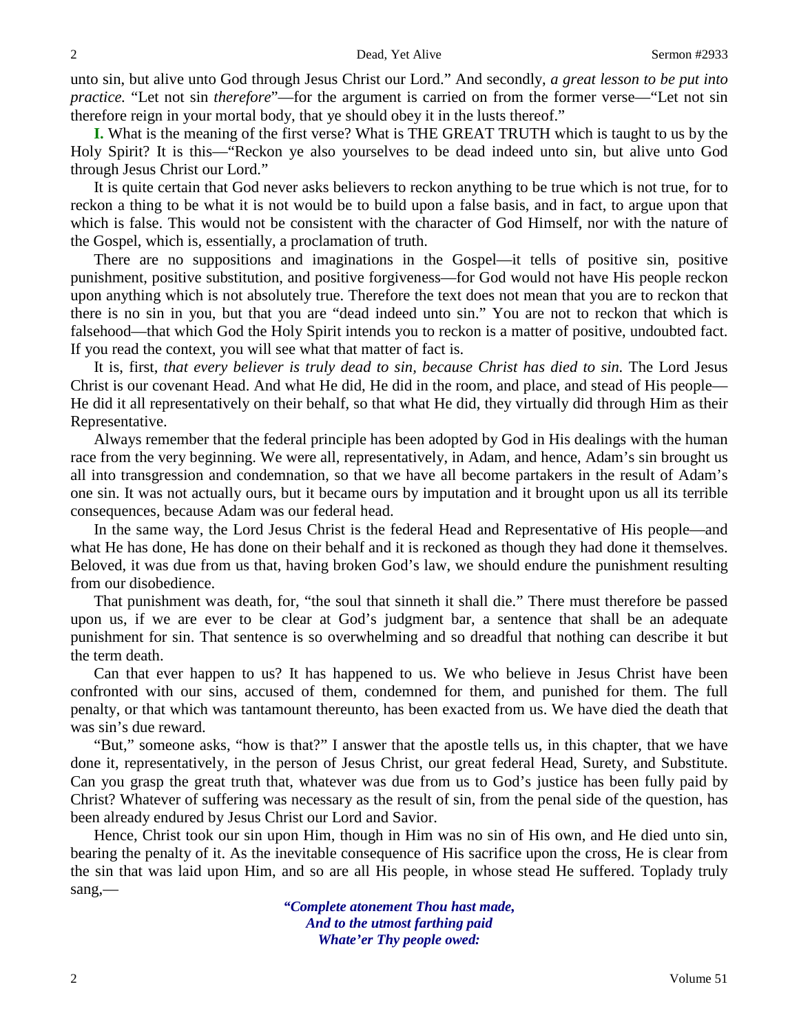unto sin, but alive unto God through Jesus Christ our Lord." And secondly, *a great lesson to be put into practice.* "Let not sin *therefore*"—for the argument is carried on from the former verse—"Let not sin therefore reign in your mortal body, that ye should obey it in the lusts thereof."

**I.** What is the meaning of the first verse? What is THE GREAT TRUTH which is taught to us by the Holy Spirit? It is this—"Reckon ye also yourselves to be dead indeed unto sin, but alive unto God through Jesus Christ our Lord."

It is quite certain that God never asks believers to reckon anything to be true which is not true, for to reckon a thing to be what it is not would be to build upon a false basis, and in fact, to argue upon that which is false. This would not be consistent with the character of God Himself, nor with the nature of the Gospel, which is, essentially, a proclamation of truth.

There are no suppositions and imaginations in the Gospel—it tells of positive sin, positive punishment, positive substitution, and positive forgiveness—for God would not have His people reckon upon anything which is not absolutely true. Therefore the text does not mean that you are to reckon that there is no sin in you, but that you are "dead indeed unto sin." You are not to reckon that which is falsehood—that which God the Holy Spirit intends you to reckon is a matter of positive, undoubted fact. If you read the context, you will see what that matter of fact is.

It is, first, *that every believer is truly dead to sin, because Christ has died to sin.* The Lord Jesus Christ is our covenant Head. And what He did, He did in the room, and place, and stead of His people—He did it all representatively on their behalf, so that what He did, they virtually did through Him as their Representative.

Always remember that the federal principle has been adopted by God in His dealings with the human race from the very beginning. We were all, representatively, in Adam, and hence, Adam's sin brought us all into transgression and condemnation, so that we have all become partakers in the result of Adam's one sin. It was not actually ours, but it became ours by imputation and it brought upon us all its terrible consequences, because Adam was our federal head.

In the same way, the Lord Jesus Christ is the federal Head and Representative of His people—and what He has done, He has done on their behalf and it is reckoned as though they had done it themselves. Beloved, it was due from us that, having broken God's law, we should endure the punishment resulting from our disobedience.

That punishment was death, for, "the soul that sinneth it shall die." There must therefore be passed upon us, if we are ever to be clear at God's judgment bar, a sentence that shall be an adequate punishment for sin. That sentence is so overwhelming and so dreadful that nothing can describe it but the term death.

Can that ever happen to us? It has happened to us. We who believe in Jesus Christ have been confronted with our sins, accused of them, condemned for them, and punished for them. The full penalty, or that which was tantamount thereunto, has been exacted from us. We have died the death that was sin's due reward.

"But," someone asks, "how is that?" I answer that the apostle tells us, in this chapter, that we have done it, representatively, in the person of Jesus Christ, our great federal Head, Surety, and Substitute. Can you grasp the great truth that, whatever was due from us to God's justice has been fully paid by Christ? Whatever of suffering was necessary as the result of sin, from the penal side of the question, has been already endured by Jesus Christ our Lord and Savior.

Hence, Christ took our sin upon Him, though in Him was no sin of His own, and He died unto sin, bearing the penalty of it. As the inevitable consequence of His sacrifice upon the cross, He is clear from the sin that was laid upon Him, and so are all His people, in whose stead He suffered. Toplady truly sang,—

> ***"Complete atonement Thou hast made,***
> ***And to the utmost farthing paid***
> ***Whate'er Thy people owed:***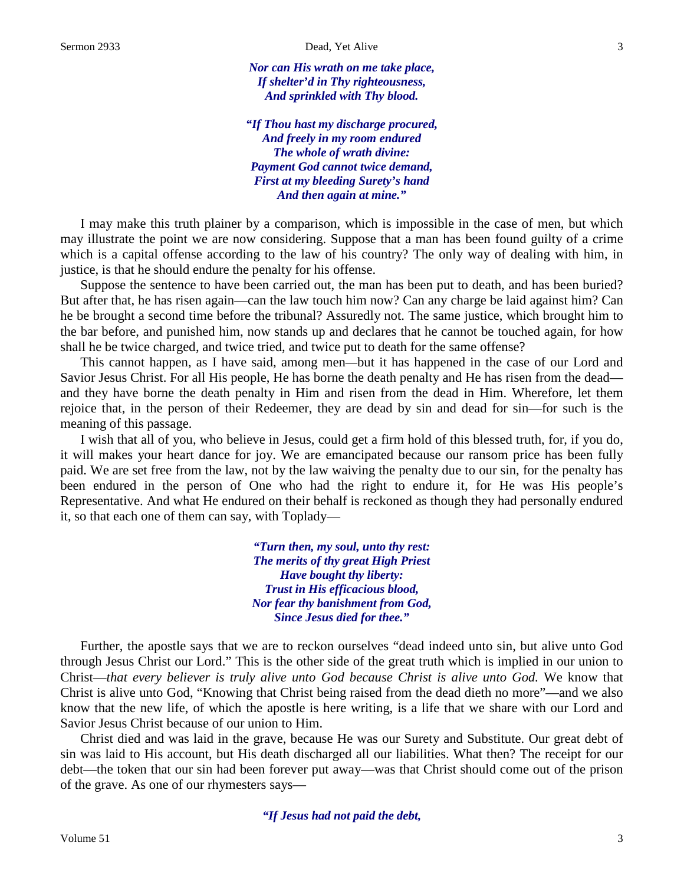*Nor can His wrath on me take place,*
*If shelter'd in Thy righteousness,*
*And sprinkled with Thy blood.*

*"If Thou hast my discharge procured,*
*And freely in my room endured*
*The whole of wrath divine:*
*Payment God cannot twice demand,*
*First at my bleeding Surety's hand*
*And then again at mine."*

I may make this truth plainer by a comparison, which is impossible in the case of men, but which may illustrate the point we are now considering. Suppose that a man has been found guilty of a crime which is a capital offense according to the law of his country? The only way of dealing with him, in justice, is that he should endure the penalty for his offense.

Suppose the sentence to have been carried out, the man has been put to death, and has been buried? But after that, he has risen again—can the law touch him now? Can any charge be laid against him? Can he be brought a second time before the tribunal? Assuredly not. The same justice, which brought him to the bar before, and punished him, now stands up and declares that he cannot be touched again, for how shall he be twice charged, and twice tried, and twice put to death for the same offense?

This cannot happen, as I have said, among men—but it has happened in the case of our Lord and Savior Jesus Christ. For all His people, He has borne the death penalty and He has risen from the dead—and they have borne the death penalty in Him and risen from the dead in Him. Wherefore, let them rejoice that, in the person of their Redeemer, they are dead by sin and dead for sin—for such is the meaning of this passage.

I wish that all of you, who believe in Jesus, could get a firm hold of this blessed truth, for, if you do, it will makes your heart dance for joy. We are emancipated because our ransom price has been fully paid. We are set free from the law, not by the law waiving the penalty due to our sin, for the penalty has been endured in the person of One who had the right to endure it, for He was His people's Representative. And what He endured on their behalf is reckoned as though they had personally endured it, so that each one of them can say, with Toplady—

*"Turn then, my soul, unto thy rest:*
*The merits of thy great High Priest*
*Have bought thy liberty:*
*Trust in His efficacious blood,*
*Nor fear thy banishment from God,*
*Since Jesus died for thee."*

Further, the apostle says that we are to reckon ourselves "dead indeed unto sin, but alive unto God through Jesus Christ our Lord." This is the other side of the great truth which is implied in our union to Christ—*that every believer is truly alive unto God because Christ is alive unto God.* We know that Christ is alive unto God, "Knowing that Christ being raised from the dead dieth no more"—and we also know that the new life, of which the apostle is here writing, is a life that we share with our Lord and Savior Jesus Christ because of our union to Him.

Christ died and was laid in the grave, because He was our Surety and Substitute. Our great debt of sin was laid to His account, but His death discharged all our liabilities. What then? The receipt for our debt—the token that our sin had been forever put away—was that Christ should come out of the prison of the grave. As one of our rhymesters says—

*"If Jesus had not paid the debt,*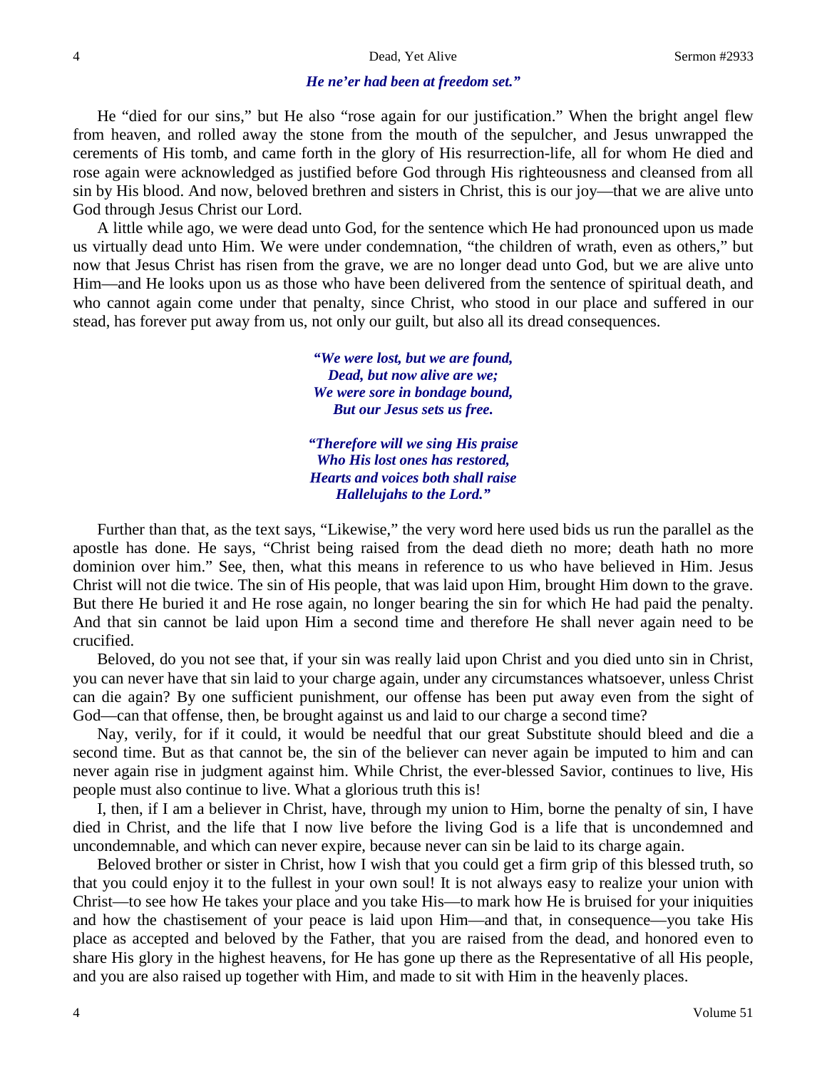*He ne'er had been at freedom set."*

He "died for our sins," but He also "rose again for our justification." When the bright angel flew from heaven, and rolled away the stone from the mouth of the sepulcher, and Jesus unwrapped the cerements of His tomb, and came forth in the glory of His resurrection-life, all for whom He died and rose again were acknowledged as justified before God through His righteousness and cleansed from all sin by His blood. And now, beloved brethren and sisters in Christ, this is our joy—that we are alive unto God through Jesus Christ our Lord.

A little while ago, we were dead unto God, for the sentence which He had pronounced upon us made us virtually dead unto Him. We were under condemnation, "the children of wrath, even as others," but now that Jesus Christ has risen from the grave, we are no longer dead unto God, but we are alive unto Him—and He looks upon us as those who have been delivered from the sentence of spiritual death, and who cannot again come under that penalty, since Christ, who stood in our place and suffered in our stead, has forever put away from us, not only our guilt, but also all its dread consequences.

*"We were lost, but we are found,*
*Dead, but now alive are we;*
*We were sore in bondage bound,*
*But our Jesus sets us free.*

*"Therefore will we sing His praise*
*Who His lost ones has restored,*
*Hearts and voices both shall raise*
*Hallelujahs to the Lord."*

Further than that, as the text says, "Likewise," the very word here used bids us run the parallel as the apostle has done. He says, "Christ being raised from the dead dieth no more; death hath no more dominion over him." See, then, what this means in reference to us who have believed in Him. Jesus Christ will not die twice. The sin of His people, that was laid upon Him, brought Him down to the grave. But there He buried it and He rose again, no longer bearing the sin for which He had paid the penalty. And that sin cannot be laid upon Him a second time and therefore He shall never again need to be crucified.

Beloved, do you not see that, if your sin was really laid upon Christ and you died unto sin in Christ, you can never have that sin laid to your charge again, under any circumstances whatsoever, unless Christ can die again? By one sufficient punishment, our offense has been put away even from the sight of God—can that offense, then, be brought against us and laid to our charge a second time?

Nay, verily, for if it could, it would be needful that our great Substitute should bleed and die a second time. But as that cannot be, the sin of the believer can never again be imputed to him and can never again rise in judgment against him. While Christ, the ever-blessed Savior, continues to live, His people must also continue to live. What a glorious truth this is!

I, then, if I am a believer in Christ, have, through my union to Him, borne the penalty of sin, I have died in Christ, and the life that I now live before the living God is a life that is uncondemned and uncondemnable, and which can never expire, because never can sin be laid to its charge again.

Beloved brother or sister in Christ, how I wish that you could get a firm grip of this blessed truth, so that you could enjoy it to the fullest in your own soul! It is not always easy to realize your union with Christ—to see how He takes your place and you take His—to mark how He is bruised for your iniquities and how the chastisement of your peace is laid upon Him—and that, in consequence—you take His place as accepted and beloved by the Father, that you are raised from the dead, and honored even to share His glory in the highest heavens, for He has gone up there as the Representative of all His people, and you are also raised up together with Him, and made to sit with Him in the heavenly places.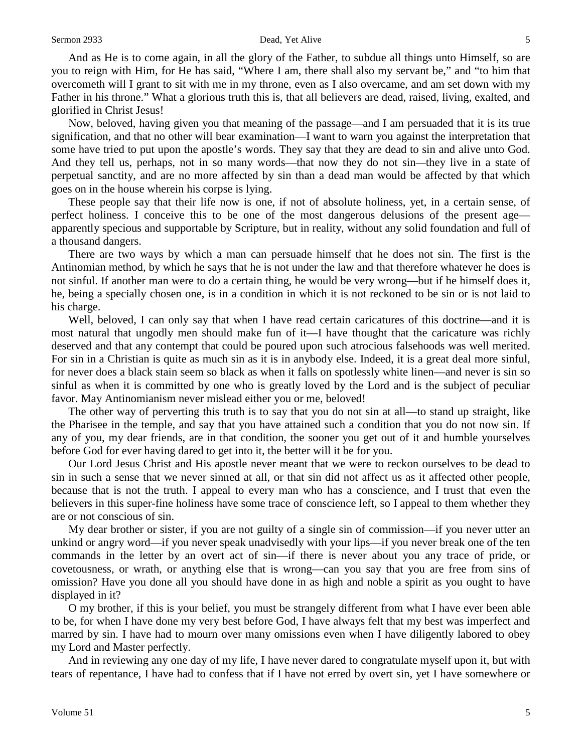And as He is to come again, in all the glory of the Father, to subdue all things unto Himself, so are you to reign with Him, for He has said, "Where I am, there shall also my servant be," and "to him that overcometh will I grant to sit with me in my throne, even as I also overcame, and am set down with my Father in his throne." What a glorious truth this is, that all believers are dead, raised, living, exalted, and glorified in Christ Jesus!

Now, beloved, having given you that meaning of the passage—and I am persuaded that it is its true signification, and that no other will bear examination—I want to warn you against the interpretation that some have tried to put upon the apostle's words. They say that they are dead to sin and alive unto God. And they tell us, perhaps, not in so many words—that now they do not sin—they live in a state of perpetual sanctity, and are no more affected by sin than a dead man would be affected by that which goes on in the house wherein his corpse is lying.

These people say that their life now is one, if not of absolute holiness, yet, in a certain sense, of perfect holiness. I conceive this to be one of the most dangerous delusions of the present age—apparently specious and supportable by Scripture, but in reality, without any solid foundation and full of a thousand dangers.

There are two ways by which a man can persuade himself that he does not sin. The first is the Antinomian method, by which he says that he is not under the law and that therefore whatever he does is not sinful. If another man were to do a certain thing, he would be very wrong—but if he himself does it, he, being a specially chosen one, is in a condition in which it is not reckoned to be sin or is not laid to his charge.

Well, beloved, I can only say that when I have read certain caricatures of this doctrine—and it is most natural that ungodly men should make fun of it—I have thought that the caricature was richly deserved and that any contempt that could be poured upon such atrocious falsehoods was well merited. For sin in a Christian is quite as much sin as it is in anybody else. Indeed, it is a great deal more sinful, for never does a black stain seem so black as when it falls on spotlessly white linen—and never is sin so sinful as when it is committed by one who is greatly loved by the Lord and is the subject of peculiar favor. May Antinomianism never mislead either you or me, beloved!

The other way of perverting this truth is to say that you do not sin at all—to stand up straight, like the Pharisee in the temple, and say that you have attained such a condition that you do not now sin. If any of you, my dear friends, are in that condition, the sooner you get out of it and humble yourselves before God for ever having dared to get into it, the better will it be for you.

Our Lord Jesus Christ and His apostle never meant that we were to reckon ourselves to be dead to sin in such a sense that we never sinned at all, or that sin did not affect us as it affected other people, because that is not the truth. I appeal to every man who has a conscience, and I trust that even the believers in this super-fine holiness have some trace of conscience left, so I appeal to them whether they are or not conscious of sin.

My dear brother or sister, if you are not guilty of a single sin of commission—if you never utter an unkind or angry word—if you never speak unadvisedly with your lips—if you never break one of the ten commands in the letter by an overt act of sin—if there is never about you any trace of pride, or covetousness, or wrath, or anything else that is wrong—can you say that you are free from sins of omission? Have you done all you should have done in as high and noble a spirit as you ought to have displayed in it?

O my brother, if this is your belief, you must be strangely different from what I have ever been able to be, for when I have done my very best before God, I have always felt that my best was imperfect and marred by sin. I have had to mourn over many omissions even when I have diligently labored to obey my Lord and Master perfectly.

And in reviewing any one day of my life, I have never dared to congratulate myself upon it, but with tears of repentance, I have had to confess that if I have not erred by overt sin, yet I have somewhere or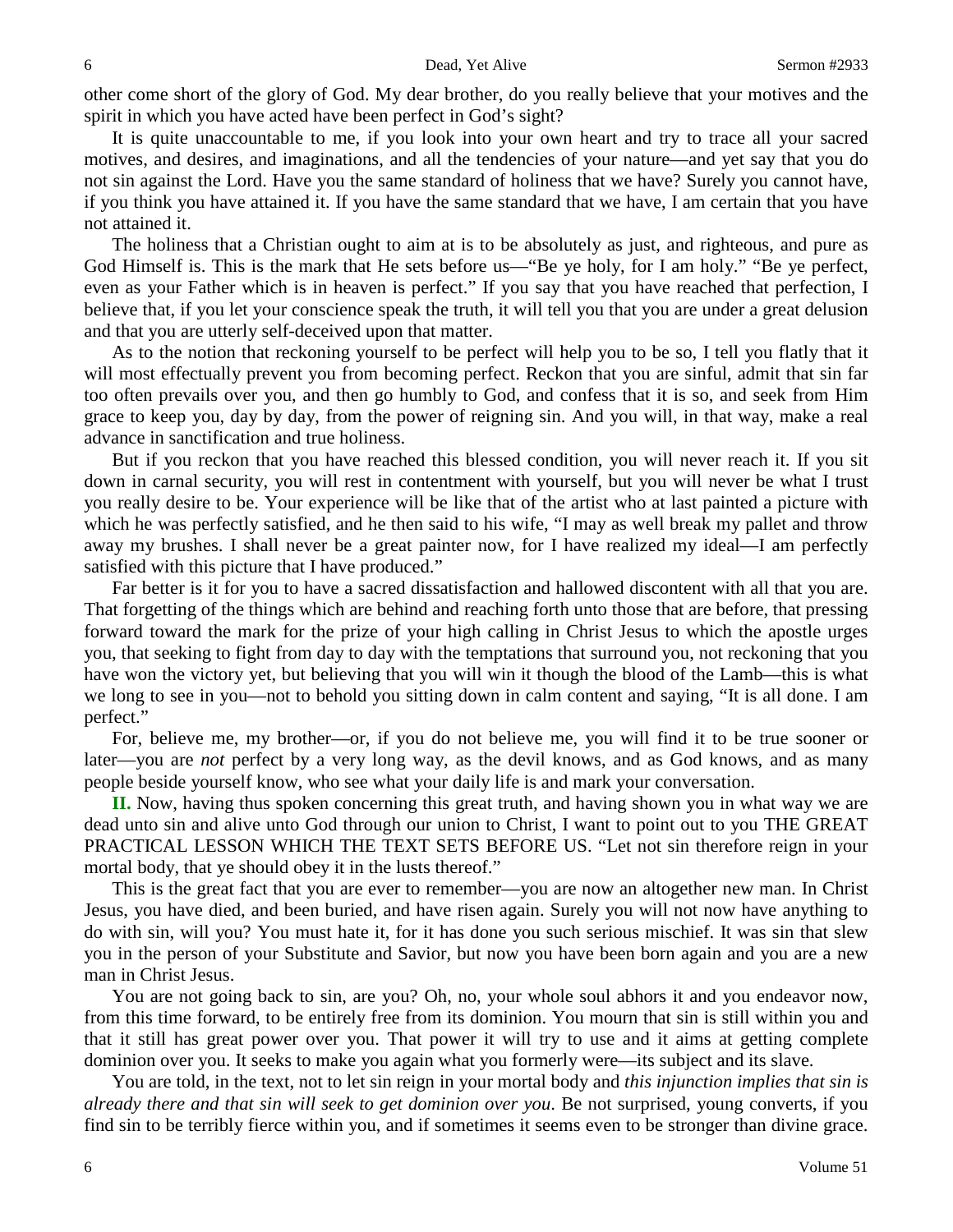other come short of the glory of God. My dear brother, do you really believe that your motives and the spirit in which you have acted have been perfect in God's sight?

It is quite unaccountable to me, if you look into your own heart and try to trace all your sacred motives, and desires, and imaginations, and all the tendencies of your nature—and yet say that you do not sin against the Lord. Have you the same standard of holiness that we have? Surely you cannot have, if you think you have attained it. If you have the same standard that we have, I am certain that you have not attained it.

The holiness that a Christian ought to aim at is to be absolutely as just, and righteous, and pure as God Himself is. This is the mark that He sets before us—"Be ye holy, for I am holy." "Be ye perfect, even as your Father which is in heaven is perfect." If you say that you have reached that perfection, I believe that, if you let your conscience speak the truth, it will tell you that you are under a great delusion and that you are utterly self-deceived upon that matter.

As to the notion that reckoning yourself to be perfect will help you to be so, I tell you flatly that it will most effectually prevent you from becoming perfect. Reckon that you are sinful, admit that sin far too often prevails over you, and then go humbly to God, and confess that it is so, and seek from Him grace to keep you, day by day, from the power of reigning sin. And you will, in that way, make a real advance in sanctification and true holiness.

But if you reckon that you have reached this blessed condition, you will never reach it. If you sit down in carnal security, you will rest in contentment with yourself, but you will never be what I trust you really desire to be. Your experience will be like that of the artist who at last painted a picture with which he was perfectly satisfied, and he then said to his wife, "I may as well break my pallet and throw away my brushes. I shall never be a great painter now, for I have realized my ideal—I am perfectly satisfied with this picture that I have produced."

Far better is it for you to have a sacred dissatisfaction and hallowed discontent with all that you are. That forgetting of the things which are behind and reaching forth unto those that are before, that pressing forward toward the mark for the prize of your high calling in Christ Jesus to which the apostle urges you, that seeking to fight from day to day with the temptations that surround you, not reckoning that you have won the victory yet, but believing that you will win it though the blood of the Lamb—this is what we long to see in you—not to behold you sitting down in calm content and saying, "It is all done. I am perfect."

For, believe me, my brother—or, if you do not believe me, you will find it to be true sooner or later—you are *not* perfect by a very long way, as the devil knows, and as God knows, and as many people beside yourself know, who see what your daily life is and mark your conversation.

**II.** Now, having thus spoken concerning this great truth, and having shown you in what way we are dead unto sin and alive unto God through our union to Christ, I want to point out to you THE GREAT PRACTICAL LESSON WHICH THE TEXT SETS BEFORE US. "Let not sin therefore reign in your mortal body, that ye should obey it in the lusts thereof."

This is the great fact that you are ever to remember—you are now an altogether new man. In Christ Jesus, you have died, and been buried, and have risen again. Surely you will not now have anything to do with sin, will you? You must hate it, for it has done you such serious mischief. It was sin that slew you in the person of your Substitute and Savior, but now you have been born again and you are a new man in Christ Jesus.

You are not going back to sin, are you? Oh, no, your whole soul abhors it and you endeavor now, from this time forward, to be entirely free from its dominion. You mourn that sin is still within you and that it still has great power over you. That power it will try to use and it aims at getting complete dominion over you. It seeks to make you again what you formerly were—its subject and its slave.

You are told, in the text, not to let sin reign in your mortal body and *this injunction implies that sin is already there and that sin will seek to get dominion over you*. Be not surprised, young converts, if you find sin to be terribly fierce within you, and if sometimes it seems even to be stronger than divine grace.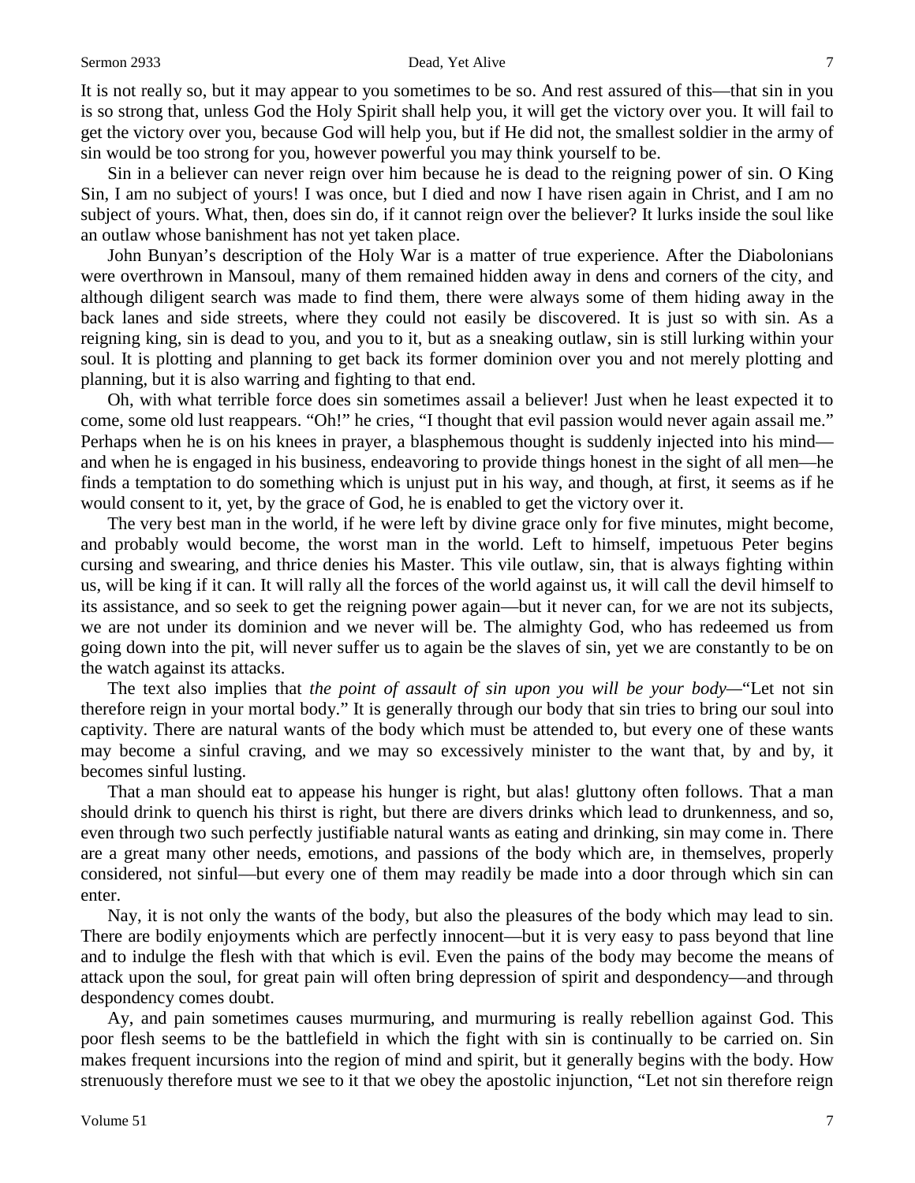It is not really so, but it may appear to you sometimes to be so. And rest assured of this—that sin in you is so strong that, unless God the Holy Spirit shall help you, it will get the victory over you. It will fail to get the victory over you, because God will help you, but if He did not, the smallest soldier in the army of sin would be too strong for you, however powerful you may think yourself to be.

Sin in a believer can never reign over him because he is dead to the reigning power of sin. O King Sin, I am no subject of yours! I was once, but I died and now I have risen again in Christ, and I am no subject of yours. What, then, does sin do, if it cannot reign over the believer? It lurks inside the soul like an outlaw whose banishment has not yet taken place.

John Bunyan's description of the Holy War is a matter of true experience. After the Diabolonians were overthrown in Mansoul, many of them remained hidden away in dens and corners of the city, and although diligent search was made to find them, there were always some of them hiding away in the back lanes and side streets, where they could not easily be discovered. It is just so with sin. As a reigning king, sin is dead to you, and you to it, but as a sneaking outlaw, sin is still lurking within your soul. It is plotting and planning to get back its former dominion over you and not merely plotting and planning, but it is also warring and fighting to that end.

Oh, with what terrible force does sin sometimes assail a believer! Just when he least expected it to come, some old lust reappears. "Oh!" he cries, "I thought that evil passion would never again assail me." Perhaps when he is on his knees in prayer, a blasphemous thought is suddenly injected into his mind—and when he is engaged in his business, endeavoring to provide things honest in the sight of all men—he finds a temptation to do something which is unjust put in his way, and though, at first, it seems as if he would consent to it, yet, by the grace of God, he is enabled to get the victory over it.

The very best man in the world, if he were left by divine grace only for five minutes, might become, and probably would become, the worst man in the world. Left to himself, impetuous Peter begins cursing and swearing, and thrice denies his Master. This vile outlaw, sin, that is always fighting within us, will be king if it can. It will rally all the forces of the world against us, it will call the devil himself to its assistance, and so seek to get the reigning power again—but it never can, for we are not its subjects, we are not under its dominion and we never will be. The almighty God, who has redeemed us from going down into the pit, will never suffer us to again be the slaves of sin, yet we are constantly to be on the watch against its attacks.

The text also implies that *the point of assault of sin upon you will be your body*—"Let not sin therefore reign in your mortal body." It is generally through our body that sin tries to bring our soul into captivity. There are natural wants of the body which must be attended to, but every one of these wants may become a sinful craving, and we may so excessively minister to the want that, by and by, it becomes sinful lusting.

That a man should eat to appease his hunger is right, but alas! gluttony often follows. That a man should drink to quench his thirst is right, but there are divers drinks which lead to drunkenness, and so, even through two such perfectly justifiable natural wants as eating and drinking, sin may come in. There are a great many other needs, emotions, and passions of the body which are, in themselves, properly considered, not sinful—but every one of them may readily be made into a door through which sin can enter.

Nay, it is not only the wants of the body, but also the pleasures of the body which may lead to sin. There are bodily enjoyments which are perfectly innocent—but it is very easy to pass beyond that line and to indulge the flesh with that which is evil. Even the pains of the body may become the means of attack upon the soul, for great pain will often bring depression of spirit and despondency—and through despondency comes doubt.

Ay, and pain sometimes causes murmuring, and murmuring is really rebellion against God. This poor flesh seems to be the battlefield in which the fight with sin is continually to be carried on. Sin makes frequent incursions into the region of mind and spirit, but it generally begins with the body. How strenuously therefore must we see to it that we obey the apostolic injunction, "Let not sin therefore reign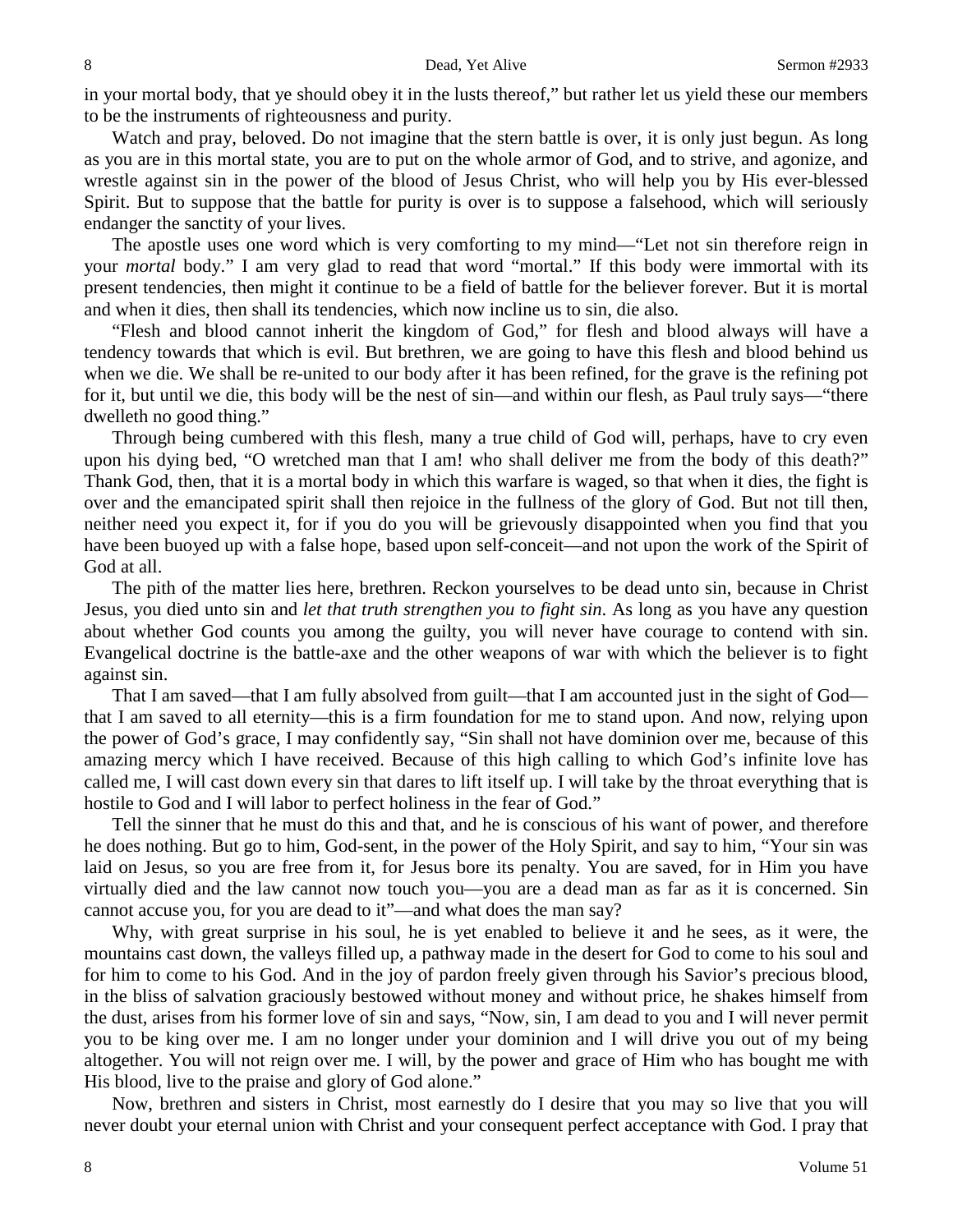in your mortal body, that ye should obey it in the lusts thereof," but rather let us yield these our members to be the instruments of righteousness and purity.

Watch and pray, beloved. Do not imagine that the stern battle is over, it is only just begun. As long as you are in this mortal state, you are to put on the whole armor of God, and to strive, and agonize, and wrestle against sin in the power of the blood of Jesus Christ, who will help you by His ever-blessed Spirit. But to suppose that the battle for purity is over is to suppose a falsehood, which will seriously endanger the sanctity of your lives.

The apostle uses one word which is very comforting to my mind—"Let not sin therefore reign in your *mortal* body." I am very glad to read that word "mortal." If this body were immortal with its present tendencies, then might it continue to be a field of battle for the believer forever. But it is mortal and when it dies, then shall its tendencies, which now incline us to sin, die also.

"Flesh and blood cannot inherit the kingdom of God," for flesh and blood always will have a tendency towards that which is evil. But brethren, we are going to have this flesh and blood behind us when we die. We shall be re-united to our body after it has been refined, for the grave is the refining pot for it, but until we die, this body will be the nest of sin—and within our flesh, as Paul truly says—"there dwelleth no good thing."

Through being cumbered with this flesh, many a true child of God will, perhaps, have to cry even upon his dying bed, "O wretched man that I am! who shall deliver me from the body of this death?" Thank God, then, that it is a mortal body in which this warfare is waged, so that when it dies, the fight is over and the emancipated spirit shall then rejoice in the fullness of the glory of God. But not till then, neither need you expect it, for if you do you will be grievously disappointed when you find that you have been buoyed up with a false hope, based upon self-conceit—and not upon the work of the Spirit of God at all.

The pith of the matter lies here, brethren. Reckon yourselves to be dead unto sin, because in Christ Jesus, you died unto sin and *let that truth strengthen you to fight sin*. As long as you have any question about whether God counts you among the guilty, you will never have courage to contend with sin. Evangelical doctrine is the battle-axe and the other weapons of war with which the believer is to fight against sin.

That I am saved—that I am fully absolved from guilt—that I am accounted just in the sight of God—that I am saved to all eternity—this is a firm foundation for me to stand upon. And now, relying upon the power of God's grace, I may confidently say, "Sin shall not have dominion over me, because of this amazing mercy which I have received. Because of this high calling to which God's infinite love has called me, I will cast down every sin that dares to lift itself up. I will take by the throat everything that is hostile to God and I will labor to perfect holiness in the fear of God."

Tell the sinner that he must do this and that, and he is conscious of his want of power, and therefore he does nothing. But go to him, God-sent, in the power of the Holy Spirit, and say to him, "Your sin was laid on Jesus, so you are free from it, for Jesus bore its penalty. You are saved, for in Him you have virtually died and the law cannot now touch you—you are a dead man as far as it is concerned. Sin cannot accuse you, for you are dead to it"—and what does the man say?

Why, with great surprise in his soul, he is yet enabled to believe it and he sees, as it were, the mountains cast down, the valleys filled up, a pathway made in the desert for God to come to his soul and for him to come to his God. And in the joy of pardon freely given through his Savior's precious blood, in the bliss of salvation graciously bestowed without money and without price, he shakes himself from the dust, arises from his former love of sin and says, "Now, sin, I am dead to you and I will never permit you to be king over me. I am no longer under your dominion and I will drive you out of my being altogether. You will not reign over me. I will, by the power and grace of Him who has bought me with His blood, live to the praise and glory of God alone."

Now, brethren and sisters in Christ, most earnestly do I desire that you may so live that you will never doubt your eternal union with Christ and your consequent perfect acceptance with God. I pray that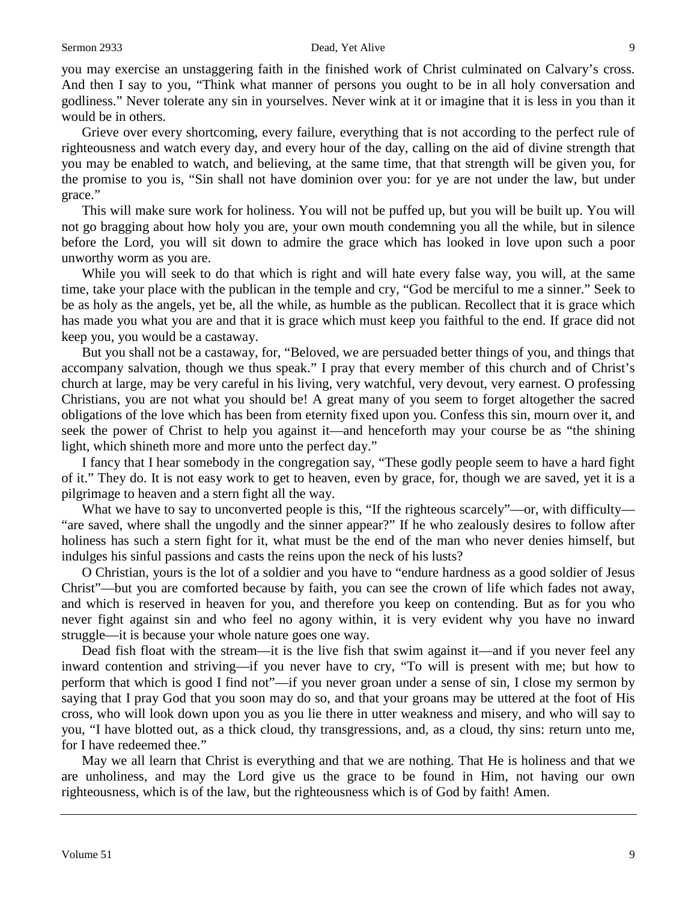you may exercise an unstaggering faith in the finished work of Christ culminated on Calvary's cross. And then I say to you, "Think what manner of persons you ought to be in all holy conversation and godliness." Never tolerate any sin in yourselves. Never wink at it or imagine that it is less in you than it would be in others.

Grieve over every shortcoming, every failure, everything that is not according to the perfect rule of righteousness and watch every day, and every hour of the day, calling on the aid of divine strength that you may be enabled to watch, and believing, at the same time, that that strength will be given you, for the promise to you is, "Sin shall not have dominion over you: for ye are not under the law, but under grace."

This will make sure work for holiness. You will not be puffed up, but you will be built up. You will not go bragging about how holy you are, your own mouth condemning you all the while, but in silence before the Lord, you will sit down to admire the grace which has looked in love upon such a poor unworthy worm as you are.

While you will seek to do that which is right and will hate every false way, you will, at the same time, take your place with the publican in the temple and cry, "God be merciful to me a sinner." Seek to be as holy as the angels, yet be, all the while, as humble as the publican. Recollect that it is grace which has made you what you are and that it is grace which must keep you faithful to the end. If grace did not keep you, you would be a castaway.

But you shall not be a castaway, for, "Beloved, we are persuaded better things of you, and things that accompany salvation, though we thus speak." I pray that every member of this church and of Christ's church at large, may be very careful in his living, very watchful, very devout, very earnest. O professing Christians, you are not what you should be! A great many of you seem to forget altogether the sacred obligations of the love which has been from eternity fixed upon you. Confess this sin, mourn over it, and seek the power of Christ to help you against it—and henceforth may your course be as "the shining light, which shineth more and more unto the perfect day."

I fancy that I hear somebody in the congregation say, "These godly people seem to have a hard fight of it." They do. It is not easy work to get to heaven, even by grace, for, though we are saved, yet it is a pilgrimage to heaven and a stern fight all the way.

What we have to say to unconverted people is this, "If the righteous scarcely"—or, with difficulty—"are saved, where shall the ungodly and the sinner appear?" If he who zealously desires to follow after holiness has such a stern fight for it, what must be the end of the man who never denies himself, but indulges his sinful passions and casts the reins upon the neck of his lusts?

O Christian, yours is the lot of a soldier and you have to "endure hardness as a good soldier of Jesus Christ"—but you are comforted because by faith, you can see the crown of life which fades not away, and which is reserved in heaven for you, and therefore you keep on contending. But as for you who never fight against sin and who feel no agony within, it is very evident why you have no inward struggle—it is because your whole nature goes one way.

Dead fish float with the stream—it is the live fish that swim against it—and if you never feel any inward contention and striving—if you never have to cry, "To will is present with me; but how to perform that which is good I find not"—if you never groan under a sense of sin, I close my sermon by saying that I pray God that you soon may do so, and that your groans may be uttered at the foot of His cross, who will look down upon you as you lie there in utter weakness and misery, and who will say to you, "I have blotted out, as a thick cloud, thy transgressions, and, as a cloud, thy sins: return unto me, for I have redeemed thee."

May we all learn that Christ is everything and that we are nothing. That He is holiness and that we are unholiness, and may the Lord give us the grace to be found in Him, not having our own righteousness, which is of the law, but the righteousness which is of God by faith! Amen.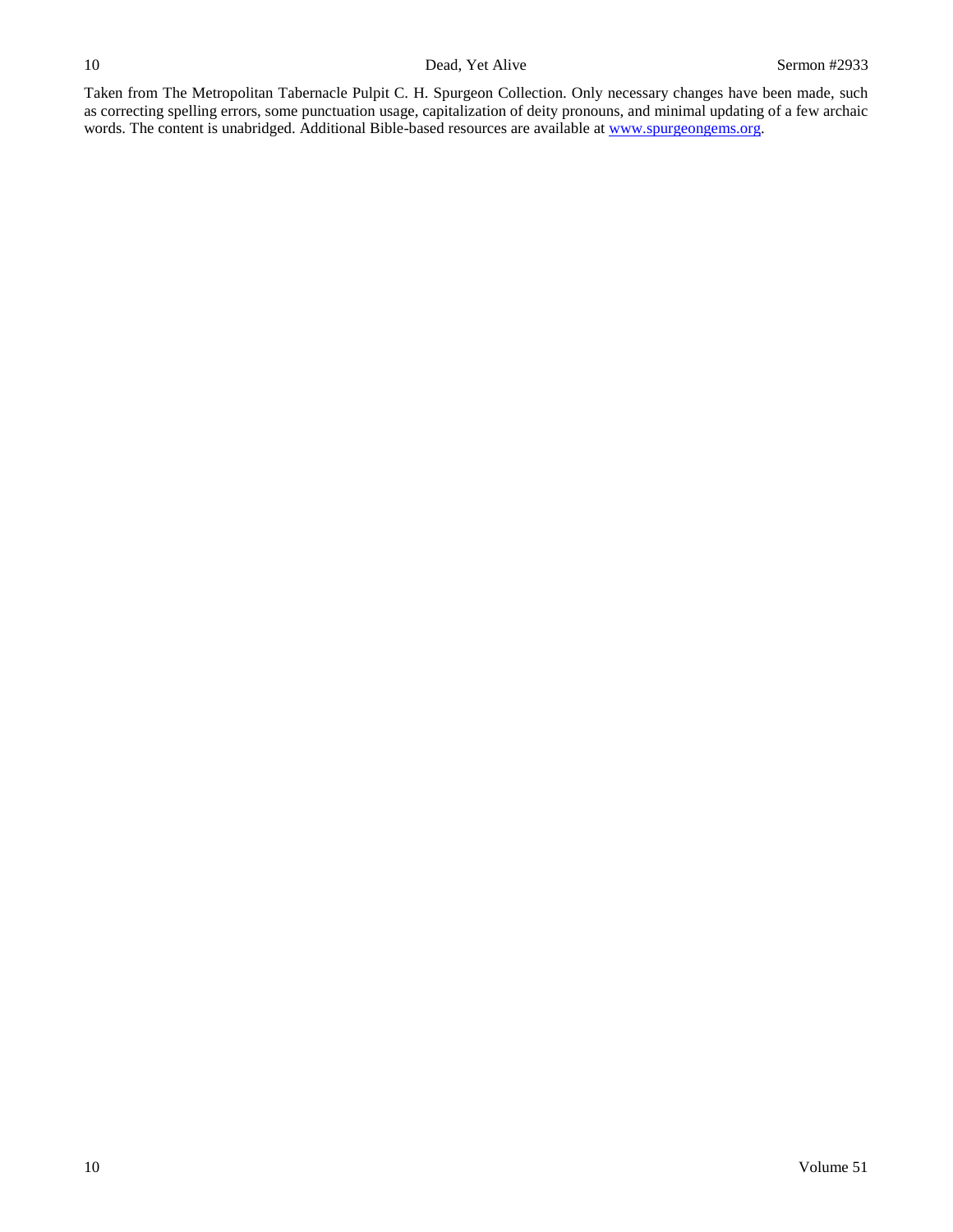Taken from The Metropolitan Tabernacle Pulpit C. H. Spurgeon Collection. Only necessary changes have been made, such as correcting spelling errors, some punctuation usage, capitalization of deity pronouns, and minimal updating of a few archaic words. The content is unabridged. Additional Bible-based resources are available at www.spurgeongems.org.